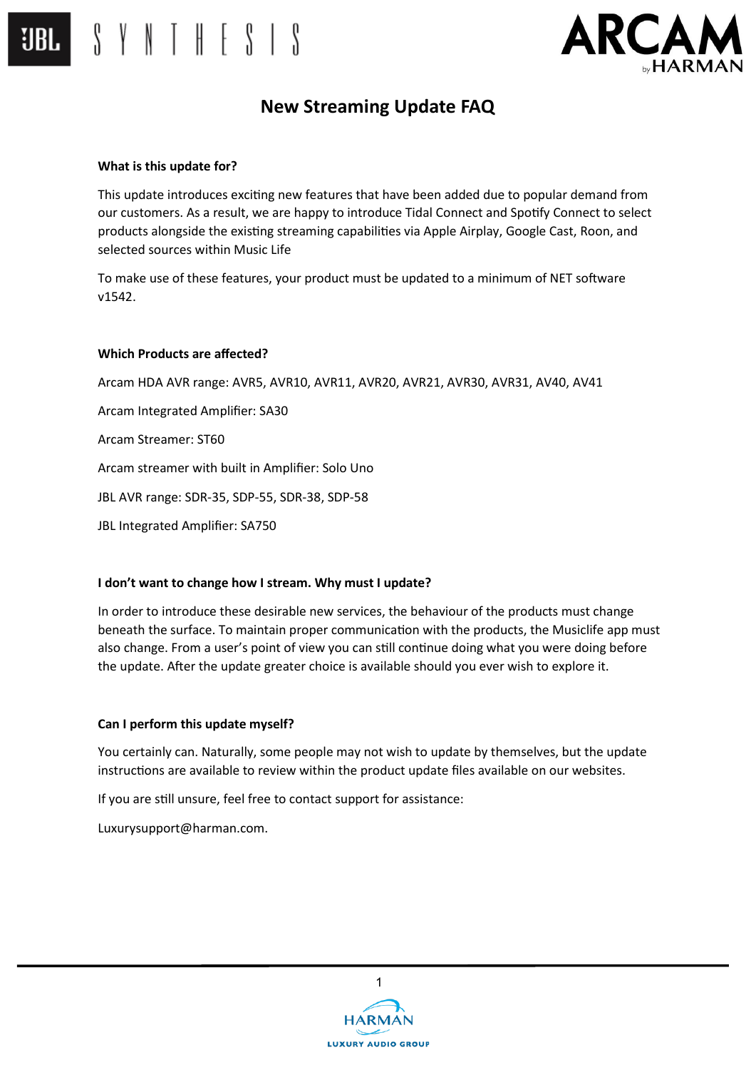# New Streaming Update FAQ

**What is this update for?**

This update introduces exciting new features that have been added due to popular demand from our customers. As a result, we are happy to introduce Tidal Connect and Spotify Connect to select products alongside the existing streaming capabilities via Apple Airplay, Google Cast, Roon, and selected sources within Music Life

To make use of these features, your product must be updated to a minimum of NET software v1542.

**Which Products are affected?**

Arcam HDA AVR range: AVR5, AVR10, AVR11, AVR20, AVR21, AVR30, AVR31, AV40, AV41

Arcam Integrated Amplifier: SA30

Arcam Streamer: ST60

Arcam streamer with built in Amplifier: Solo Uno

JBL AVR range: SDR-35, SDP-55, SDR-38, SDP-58

JBL Integrated Amplifier: SA750

**I don't want to change how I stream. Why must I update?**

In order to introduce these desirable new services, the behaviour of the products must change beneath the surface. To maintain proper communication with the products, the Musiclife app must also change. From a user's point of view you can still continue doing what you were doing before the update. After the update greater choice is available should you ever wish to explore it.

**Can I perform this update myself?**

You certainly can. Naturally, some people may not wish to update by themselves, but the update instructions are available to review within the product update files available on our websites.

If you are still unsure, feel free to contact support for assistance:

Luxurysupport@harman.com.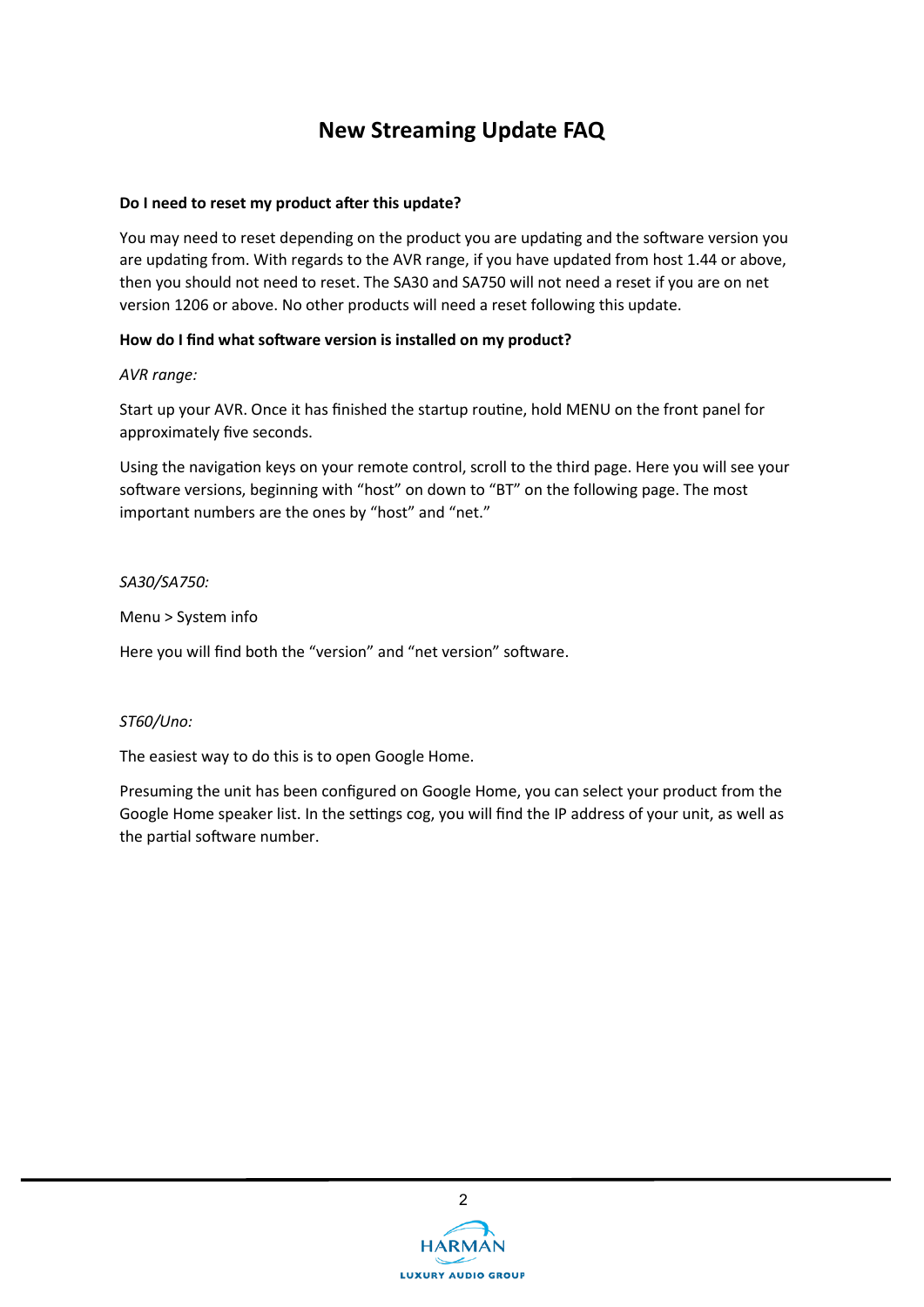# New Streaming Update FAQ

**Do I need to reset my product after this update?**

You may need to reset depending on the product you are updating and the software version you are updating from. With regards to the AVR range, if you have updated from host 1.44 or above, then you should not need to reset. The SA30 and SA750 will not need a reset if you are on net version 1206 or above. No other products will need a reset following this update.

**How do I find what software version is installed on my product?**

*AVR range:*

Start up your AVR. Once it has finished the startup routine, hold MENU on the front panel for approximately five seconds.

Using the navigation keys on your remote control, scroll to the third page. Here you will see your software versions, beginning with "host" on down to "BT" on the following page. The most important numbers are the ones by "host" and "net."

*SA30/SA750:*

Menu > System info

Here you will find both the "version" and "net version" software.

*ST60/Uno:*

The easiest way to do this is to open Google Home.

Presuming the unit has been configured on Google Home, you can select your product from the Google Home speaker list. In the settings cog, you will find the IP address of your unit, as well as the partial software number.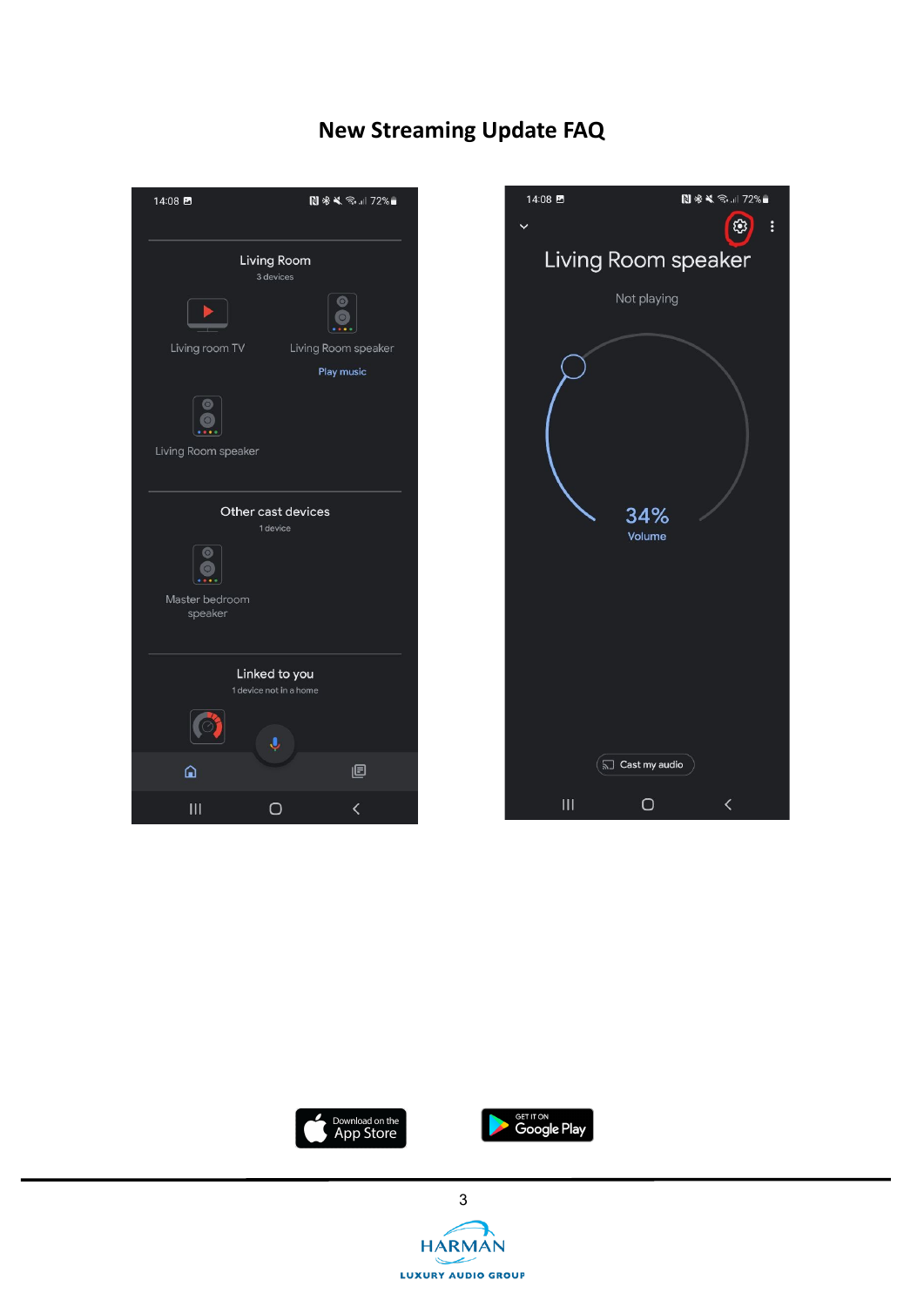# New Streaming Update FAQ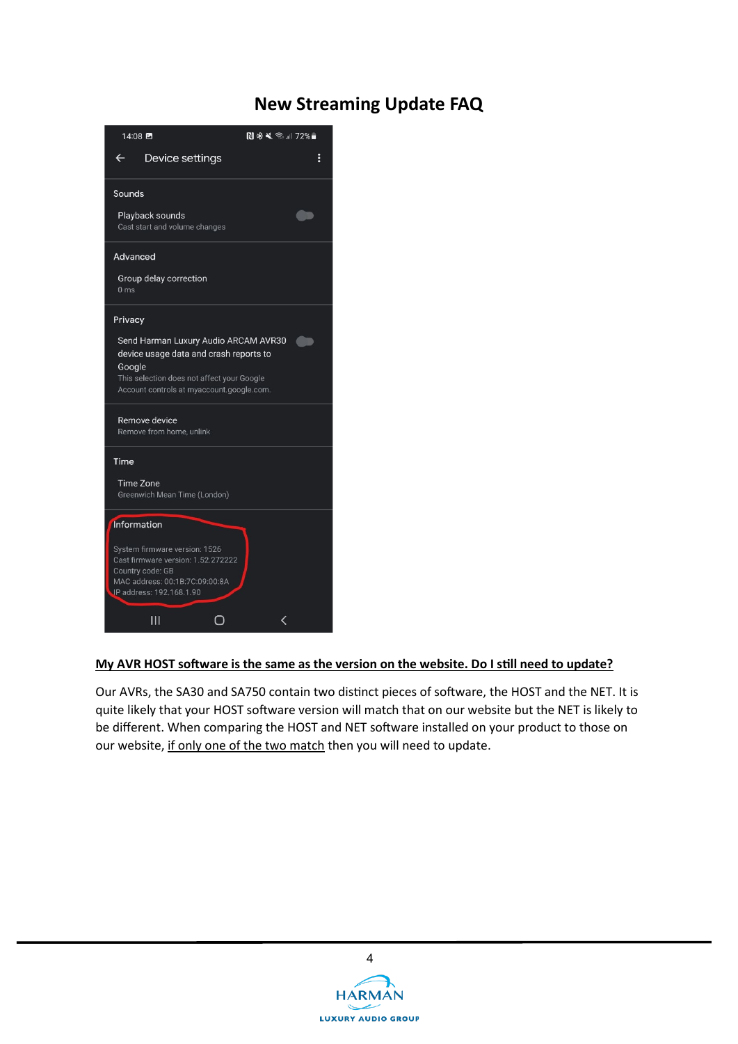# New Streaming Update FAQ

14:08

Device settings

Sounds

Playback sounds
Cast start and volume changes

Advanced

Group delay correction
0 ms

Privacy

Send Harman Luxury Audio ARCAM AVR30 device usage data and crash reports to Google
This selection does not affect your Google Account controls at myaccount.google.com.

Remove device
Remove from home, unlink

Time

Time Zone
Greenwich Mean Time (London)

Information

System firmware version: 1526
Cast firmware version: 1.52.272222
Country code: GB
MAC address: 00:1B:7C:09:00:8A
IP address: 192.168.1.90

**My AVR HOST software is the same as the version on the website. Do I still need to update?**

Our AVRs, the SA30 and SA750 contain two distinct pieces of software, the HOST and the NET. It is quite likely that your HOST software version will match that on our website but the NET is likely to be different. When comparing the HOST and NET software installed on your product to those on our website, if only one of the two match then you will need to update.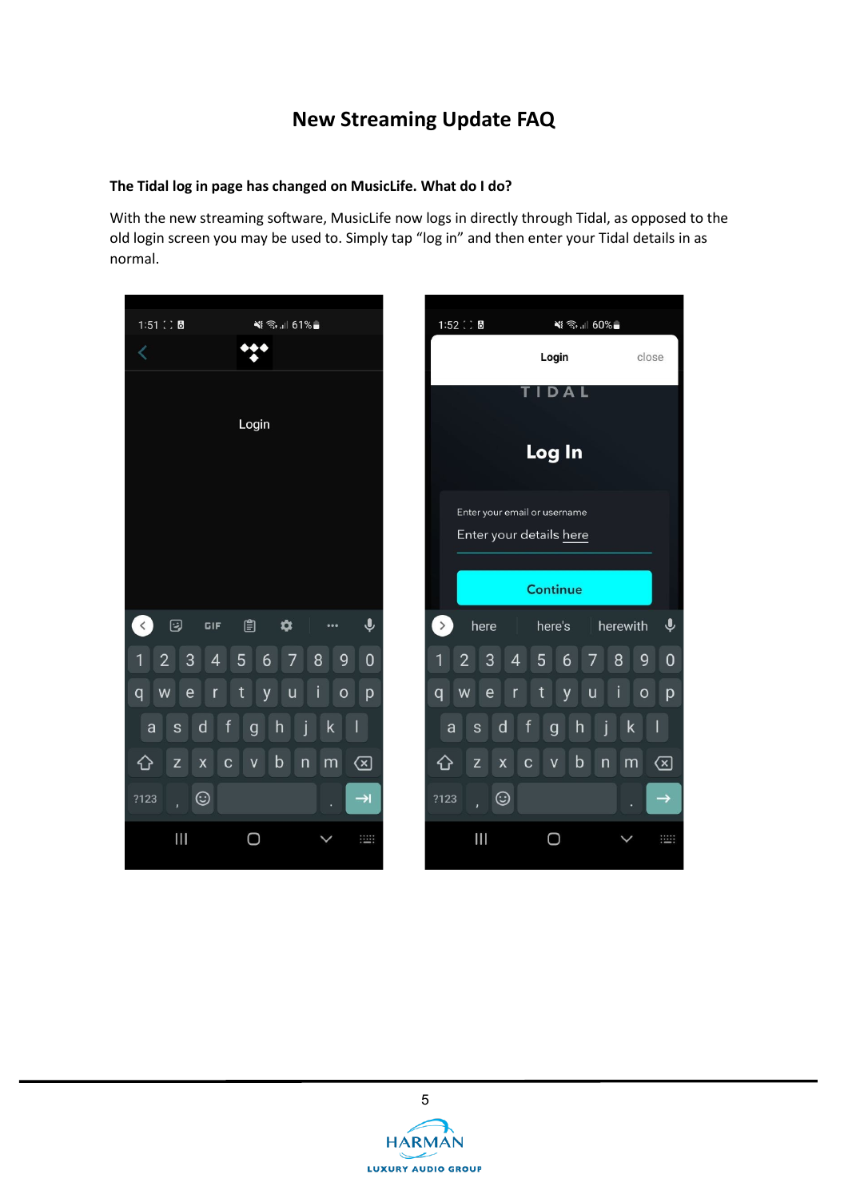# New Streaming Update FAQ

**The Tidal log in page has changed on MusicLife. What do I do?**

With the new streaming software, MusicLife now logs in directly through Tidal, as opposed to the old login screen you may be used to. Simply tap "log in" and then enter your Tidal details in as normal.